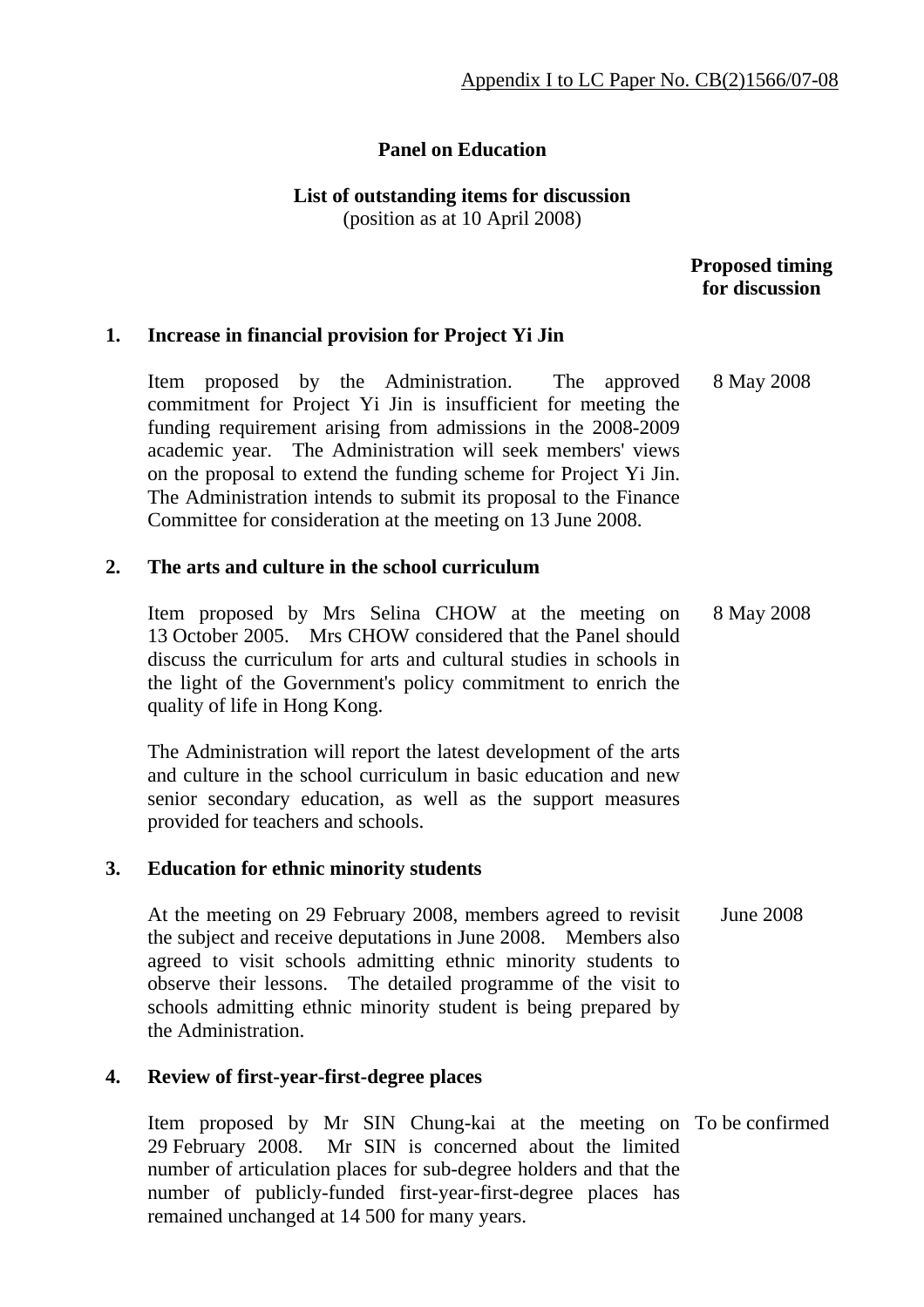Appendix I to LC Paper No. CB(2)1566/07-08

**Panel on Education**

**List of outstanding items for discussion**
(position as at 10 April 2008)

| | | Proposed timing for discussion |
|---|---|---|
| **1.** | **Increase in financial provision for Project Yi Jin** | |
| | Item proposed by the Administration. The approved commitment for Project Yi Jin is insufficient for meeting the funding requirement arising from admissions in the 2008-2009 academic year. The Administration will seek members' views on the proposal to extend the funding scheme for Project Yi Jin. The Administration intends to submit its proposal to the Finance Committee for consideration at the meeting on 13 June 2008. | 8 May 2008 |
| **2.** | **The arts and culture in the school curriculum** | |
| | Item proposed by Mrs Selina CHOW at the meeting on 13 October 2005. Mrs CHOW considered that the Panel should discuss the curriculum for arts and cultural studies in schools in the light of the Government's policy commitment to enrich the quality of life in Hong Kong.<br><br>The Administration will report the latest development of the arts and culture in the school curriculum in basic education and new senior secondary education, as well as the support measures provided for teachers and schools. | 8 May 2008 |
| **3.** | **Education for ethnic minority students** | |
| | At the meeting on 29 February 2008, members agreed to revisit the subject and receive deputations in June 2008. Members also agreed to visit schools admitting ethnic minority students to observe their lessons. The detailed programme of the visit to schools admitting ethnic minority student is being prepared by the Administration. | June 2008 |
| **4.** | **Review of first-year-first-degree places** | |
| | Item proposed by Mr SIN Chung-kai at the meeting on 29 February 2008. Mr SIN is concerned about the limited number of articulation places for sub-degree holders and that the number of publicly-funded first-year-first-degree places has remained unchanged at 14 500 for many years. | To be confirmed |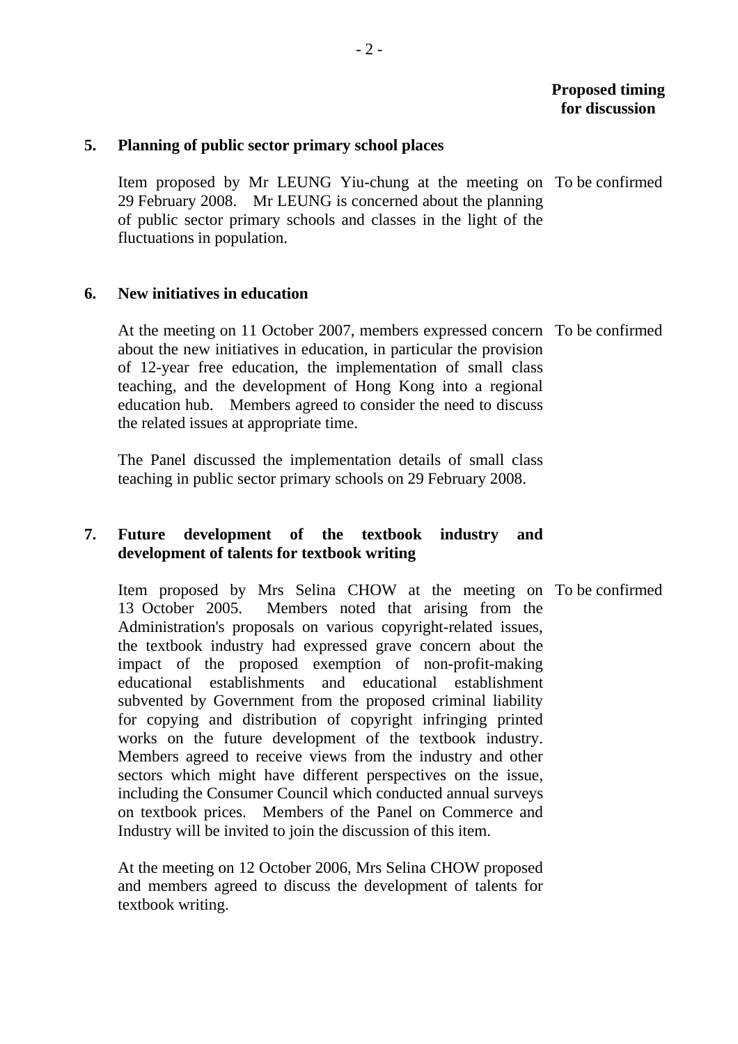**Proposed timing for discussion**

**5. Planning of public sector primary school places**

Item proposed by Mr LEUNG Yiu-chung at the meeting on 29 February 2008. Mr LEUNG is concerned about the planning of public sector primary schools and classes in the light of the fluctuations in population.

To be confirmed

**6. New initiatives in education**

At the meeting on 11 October 2007, members expressed concern about the new initiatives in education, in particular the provision of 12-year free education, the implementation of small class teaching, and the development of Hong Kong into a regional education hub. Members agreed to consider the need to discuss the related issues at appropriate time.

To be confirmed

The Panel discussed the implementation details of small class teaching in public sector primary schools on 29 February 2008.

**7. Future development of the textbook industry and development of talents for textbook writing**

Item proposed by Mrs Selina CHOW at the meeting on 13 October 2005. Members noted that arising from the Administration's proposals on various copyright-related issues, the textbook industry had expressed grave concern about the impact of the proposed exemption of non-profit-making educational establishments and educational establishment subvented by Government from the proposed criminal liability for copying and distribution of copyright infringing printed works on the future development of the textbook industry. Members agreed to receive views from the industry and other sectors which might have different perspectives on the issue, including the Consumer Council which conducted annual surveys on textbook prices. Members of the Panel on Commerce and Industry will be invited to join the discussion of this item.

To be confirmed

At the meeting on 12 October 2006, Mrs Selina CHOW proposed and members agreed to discuss the development of talents for textbook writing.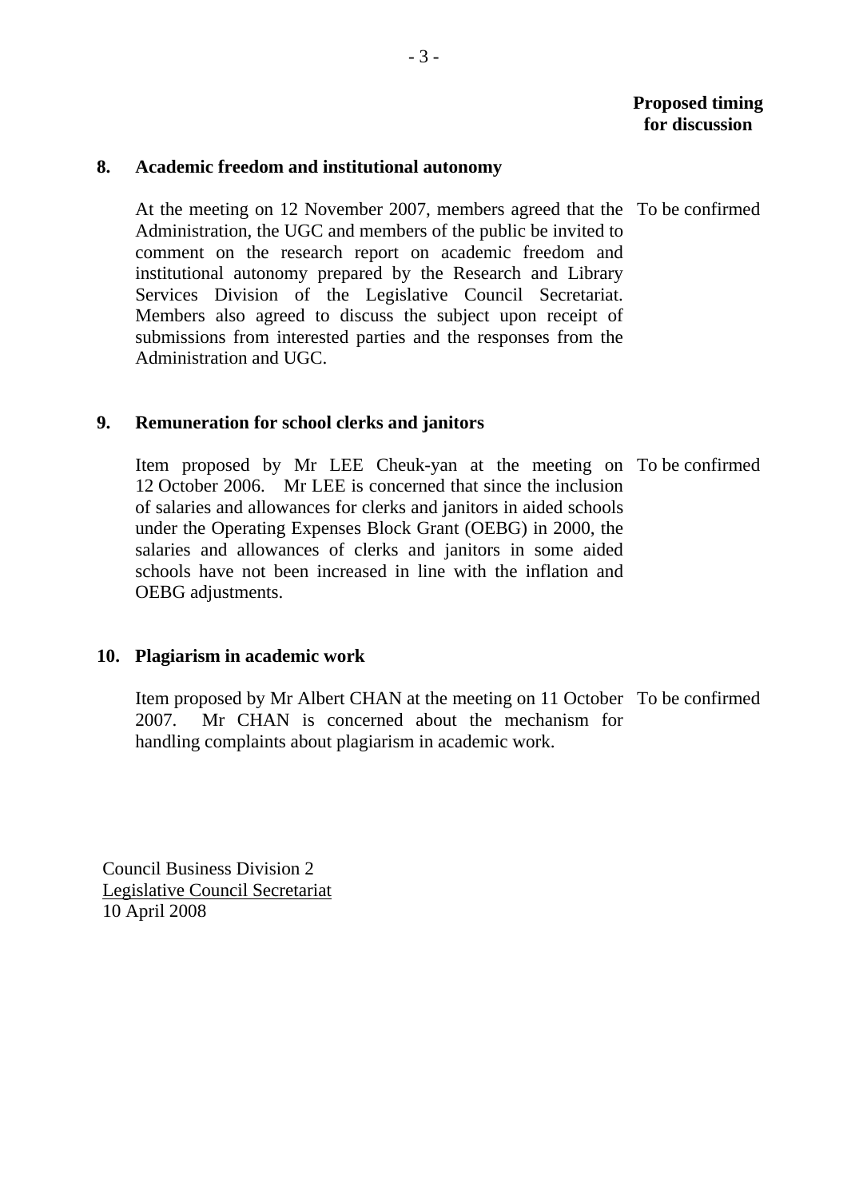| | Proposed timing for discussion |
|---|---|
| **8. Academic freedom and institutional autonomy** | |
| At the meeting on 12 November 2007, members agreed that the Administration, the UGC and members of the public be invited to comment on the research report on academic freedom and institutional autonomy prepared by the Research and Library Services Division of the Legislative Council Secretariat. Members also agreed to discuss the subject upon receipt of submissions from interested parties and the responses from the Administration and UGC. | To be confirmed |
| **9. Remuneration for school clerks and janitors** | |
| Item proposed by Mr LEE Cheuk-yan at the meeting on 12 October 2006. Mr LEE is concerned that since the inclusion of salaries and allowances for clerks and janitors in aided schools under the Operating Expenses Block Grant (OEBG) in 2000, the salaries and allowances of clerks and janitors in some aided schools have not been increased in line with the inflation and OEBG adjustments. | To be confirmed |
| **10. Plagiarism in academic work** | |
| Item proposed by Mr Albert CHAN at the meeting on 11 October 2007. Mr CHAN is concerned about the mechanism for handling complaints about plagiarism in academic work. | To be confirmed |

Council Business Division 2
Legislative Council Secretariat
10 April 2008